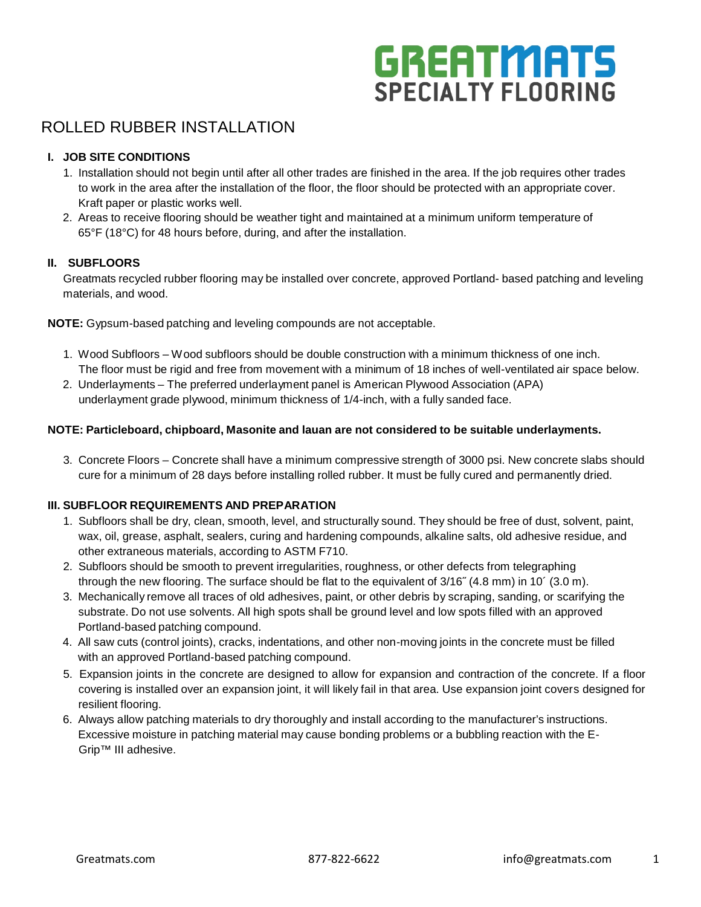# GREATMATS SPECIALTY FLOORING

## ROLLED RUBBER INSTALLATION

### I. JOB SITE CONDITIONS

1. Installation should not begin until after all other trades are finished in the area. If the job requires other trades to work in the area after the installation of the floor, the floor should be protected with an appropriate cover. Kraft paper or plastic works well.
2. Areas to receive flooring should be weather tight and maintained at a minimum uniform temperature of 65°F (18°C) for 48 hours before, during, and after the installation.

### II. SUBFLOORS

Greatmats recycled rubber flooring may be installed over concrete, approved Portland- based patching and leveling materials, and wood.

**NOTE:** Gypsum-based patching and leveling compounds are not acceptable.

1. Wood Subfloors – Wood subfloors should be double construction with a minimum thickness of one inch. The floor must be rigid and free from movement with a minimum of 18 inches of well-ventilated air space below.
2. Underlayments – The preferred underlayment panel is American Plywood Association (APA) underlayment grade plywood, minimum thickness of 1/4-inch, with a fully sanded face.

**NOTE: Particleboard, chipboard, Masonite and lauan are not considered to be suitable underlayments.**

3. Concrete Floors – Concrete shall have a minimum compressive strength of 3000 psi. New concrete slabs should cure for a minimum of 28 days before installing rolled rubber. It must be fully cured and permanently dried.

### III. SUBFLOOR REQUIREMENTS AND PREPARATION

1. Subfloors shall be dry, clean, smooth, level, and structurally sound. They should be free of dust, solvent, paint, wax, oil, grease, asphalt, sealers, curing and hardening compounds, alkaline salts, old adhesive residue, and other extraneous materials, according to ASTM F710.
2. Subfloors should be smooth to prevent irregularities, roughness, or other defects from telegraphing through the new flooring. The surface should be flat to the equivalent of 3/16˝ (4.8 mm) in 10´ (3.0 m).
3. Mechanically remove all traces of old adhesives, paint, or other debris by scraping, sanding, or scarifying the substrate. Do not use solvents. All high spots shall be ground level and low spots filled with an approved Portland-based patching compound.
4. All saw cuts (control joints), cracks, indentations, and other non-moving joints in the concrete must be filled with an approved Portland-based patching compound.
5. Expansion joints in the concrete are designed to allow for expansion and contraction of the concrete. If a floor covering is installed over an expansion joint, it will likely fail in that area. Use expansion joint covers designed for resilient flooring.
6. Always allow patching materials to dry thoroughly and install according to the manufacturer's instructions. Excessive moisture in patching material may cause bonding problems or a bubbling reaction with the E-Grip™ III adhesive.

Greatmats.com 877-822-6622 info@greatmats.com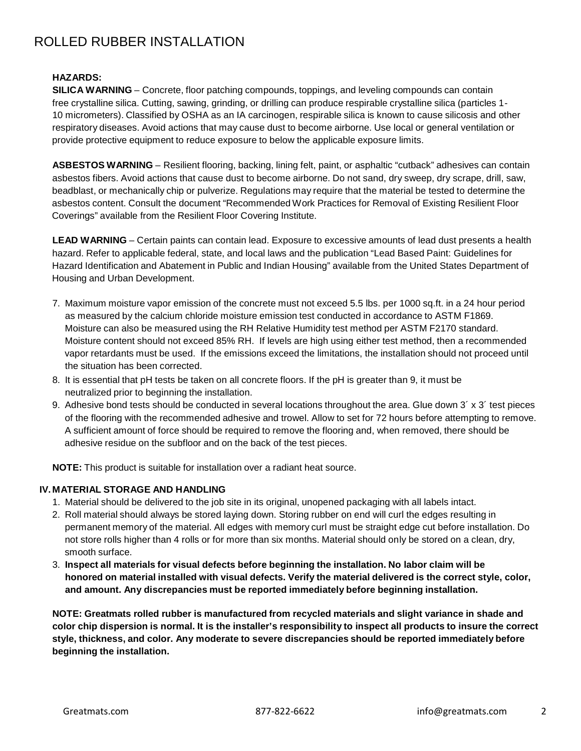# ROLLED RUBBER INSTALLATION

**HAZARDS:**

**SILICA WARNING** – Concrete, floor patching compounds, toppings, and leveling compounds can contain free crystalline silica. Cutting, sawing, grinding, or drilling can produce respirable crystalline silica (particles 1-10 micrometers). Classified by OSHA as an IA carcinogen, respirable silica is known to cause silicosis and other respiratory diseases. Avoid actions that may cause dust to become airborne. Use local or general ventilation or provide protective equipment to reduce exposure to below the applicable exposure limits.

**ASBESTOS WARNING** – Resilient flooring, backing, lining felt, paint, or asphaltic "cutback" adhesives can contain asbestos fibers. Avoid actions that cause dust to become airborne. Do not sand, dry sweep, dry scrape, drill, saw, beadblast, or mechanically chip or pulverize. Regulations may require that the material be tested to determine the asbestos content. Consult the document "Recommended Work Practices for Removal of Existing Resilient Floor Coverings" available from the Resilient Floor Covering Institute.

**LEAD WARNING** – Certain paints can contain lead. Exposure to excessive amounts of lead dust presents a health hazard. Refer to applicable federal, state, and local laws and the publication "Lead Based Paint: Guidelines for Hazard Identification and Abatement in Public and Indian Housing" available from the United States Department of Housing and Urban Development.

7. Maximum moisture vapor emission of the concrete must not exceed 5.5 lbs. per 1000 sq.ft. in a 24 hour period as measured by the calcium chloride moisture emission test conducted in accordance to ASTM F1869. Moisture can also be measured using the RH Relative Humidity test method per ASTM F2170 standard. Moisture content should not exceed 85% RH. If levels are high using either test method, then a recommended vapor retardants must be used. If the emissions exceed the limitations, the installation should not proceed until the situation has been corrected.
8. It is essential that pH tests be taken on all concrete floors. If the pH is greater than 9, it must be neutralized prior to beginning the installation.
9. Adhesive bond tests should be conducted in several locations throughout the area. Glue down 3´ x 3´ test pieces of the flooring with the recommended adhesive and trowel. Allow to set for 72 hours before attempting to remove. A sufficient amount of force should be required to remove the flooring and, when removed, there should be adhesive residue on the subfloor and on the back of the test pieces.

**NOTE:** This product is suitable for installation over a radiant heat source.

## IV. MATERIAL STORAGE AND HANDLING

1. Material should be delivered to the job site in its original, unopened packaging with all labels intact.
2. Roll material should always be stored laying down. Storing rubber on end will curl the edges resulting in permanent memory of the material. All edges with memory curl must be straight edge cut before installation. Do not store rolls higher than 4 rolls or for more than six months. Material should only be stored on a clean, dry, smooth surface.
3. **Inspect all materials for visual defects before beginning the installation. No labor claim will be honored on material installed with visual defects. Verify the material delivered is the correct style, color, and amount. Any discrepancies must be reported immediately before beginning installation.**

**NOTE: Greatmats rolled rubber is manufactured from recycled materials and slight variance in shade and color chip dispersion is normal. It is the installer's responsibility to inspect all products to insure the correct style, thickness, and color. Any moderate to severe discrepancies should be reported immediately before beginning the installation.**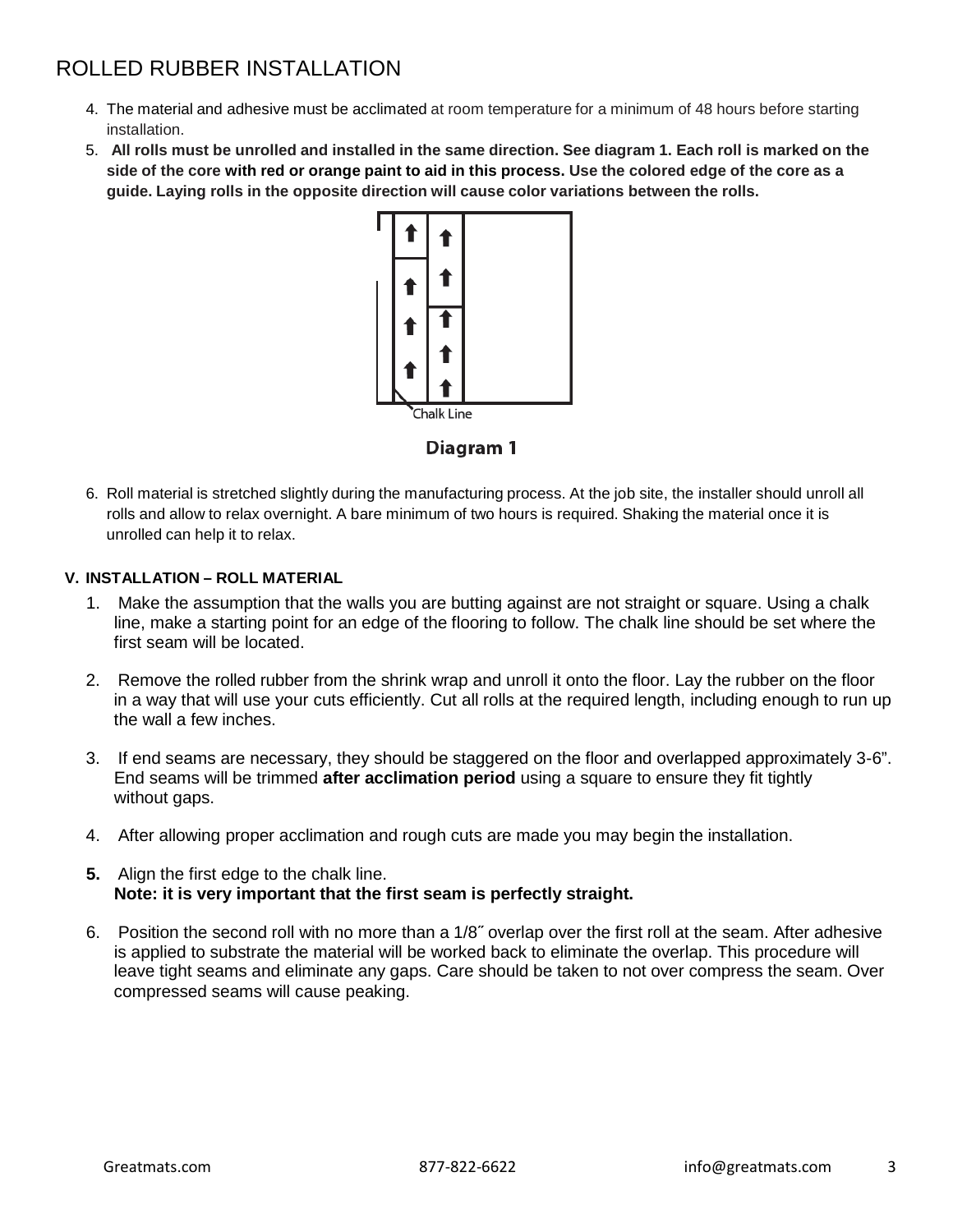# ROLLED RUBBER INSTALLATION

4. The material and adhesive must be acclimated at room temperature for a minimum of 48 hours before starting installation.
5. **All rolls must be unrolled and installed in the same direction. See diagram 1. Each roll is marked on the side of the core with red or orange paint to aid in this process. Use the colored edge of the core as a guide. Laying rolls in the opposite direction will cause color variations between the rolls.**

Chalk Line

**Diagram 1**

6. Roll material is stretched slightly during the manufacturing process. At the job site, the installer should unroll all rolls and allow to relax overnight. A bare minimum of two hours is required. Shaking the material once it is unrolled can help it to relax.

### V. INSTALLATION – ROLL MATERIAL

1. Make the assumption that the walls you are butting against are not straight or square. Using a chalk line, make a starting point for an edge of the flooring to follow. The chalk line should be set where the first seam will be located.
2. Remove the rolled rubber from the shrink wrap and unroll it onto the floor. Lay the rubber on the floor in a way that will use your cuts efficiently. Cut all rolls at the required length, including enough to run up the wall a few inches.
3. If end seams are necessary, they should be staggered on the floor and overlapped approximately 3-6". End seams will be trimmed **after acclimation period** using a square to ensure they fit tightly without gaps.
4. After allowing proper acclimation and rough cuts are made you may begin the installation.
5. Align the first edge to the chalk line.
   **Note: it is very important that the first seam is perfectly straight.**
6. Position the second roll with no more than a 1/8˝ overlap over the first roll at the seam. After adhesive is applied to substrate the material will be worked back to eliminate the overlap. This procedure will leave tight seams and eliminate any gaps. Care should be taken to not over compress the seam. Over compressed seams will cause peaking.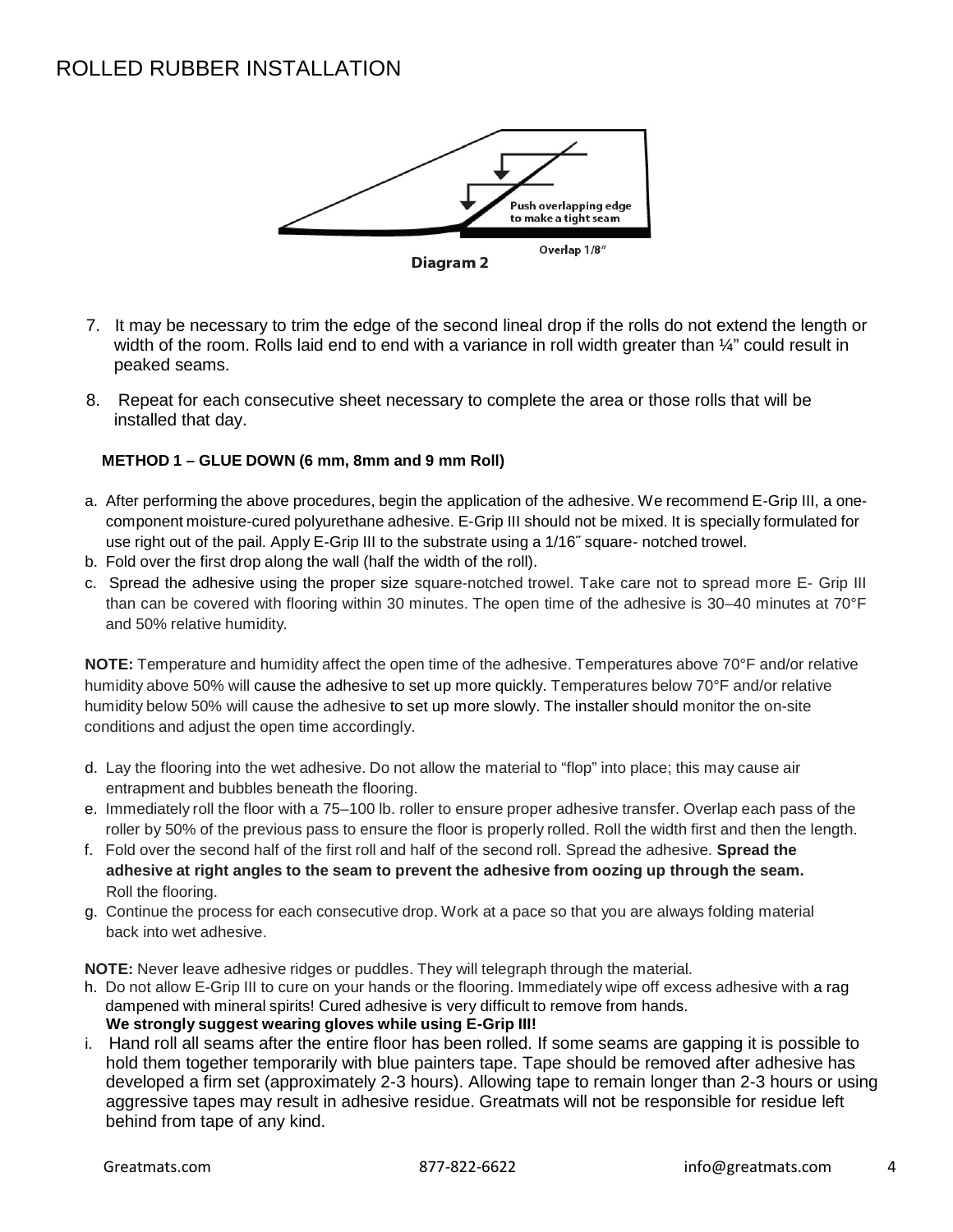# ROLLED RUBBER INSTALLATION

Push overlapping edge to make a tight seam

Overlap 1/8"

**Diagram 2**

7. It may be necessary to trim the edge of the second lineal drop if the rolls do not extend the length or width of the room. Rolls laid end to end with a variance in roll width greater than ¼" could result in peaked seams.

8. Repeat for each consecutive sheet necessary to complete the area or those rolls that will be installed that day.

**METHOD 1 – GLUE DOWN (6 mm, 8mm and 9 mm Roll)**

a. After performing the above procedures, begin the application of the adhesive. We recommend E-Grip III, a one-component moisture-cured polyurethane adhesive. E-Grip III should not be mixed. It is specially formulated for use right out of the pail. Apply E-Grip III to the substrate using a 1/16˝ square- notched trowel.
b. Fold over the first drop along the wall (half the width of the roll).
c. Spread the adhesive using the proper size square-notched trowel. Take care not to spread more E- Grip III than can be covered with flooring within 30 minutes. The open time of the adhesive is 30–40 minutes at 70°F and 50% relative humidity.

**NOTE:** Temperature and humidity affect the open time of the adhesive. Temperatures above 70°F and/or relative humidity above 50% will cause the adhesive to set up more quickly. Temperatures below 70°F and/or relative humidity below 50% will cause the adhesive to set up more slowly. The installer should monitor the on-site conditions and adjust the open time accordingly.

d. Lay the flooring into the wet adhesive. Do not allow the material to "flop" into place; this may cause air entrapment and bubbles beneath the flooring.
e. Immediately roll the floor with a 75–100 lb. roller to ensure proper adhesive transfer. Overlap each pass of the roller by 50% of the previous pass to ensure the floor is properly rolled. Roll the width first and then the length.
f. Fold over the second half of the first roll and half of the second roll. Spread the adhesive. **Spread the adhesive at right angles to the seam to prevent the adhesive from oozing up through the seam.** Roll the flooring.
g. Continue the process for each consecutive drop. Work at a pace so that you are always folding material back into wet adhesive.

**NOTE:** Never leave adhesive ridges or puddles. They will telegraph through the material.

h. Do not allow E-Grip III to cure on your hands or the flooring. Immediately wipe off excess adhesive with a rag dampened with mineral spirits! Cured adhesive is very difficult to remove from hands.
   **We strongly suggest wearing gloves while using E-Grip III!**
i. Hand roll all seams after the entire floor has been rolled. If some seams are gapping it is possible to hold them together temporarily with blue painters tape. Tape should be removed after adhesive has developed a firm set (approximately 2-3 hours). Allowing tape to remain longer than 2-3 hours or using aggressive tapes may result in adhesive residue. Greatmats will not be responsible for residue left behind from tape of any kind.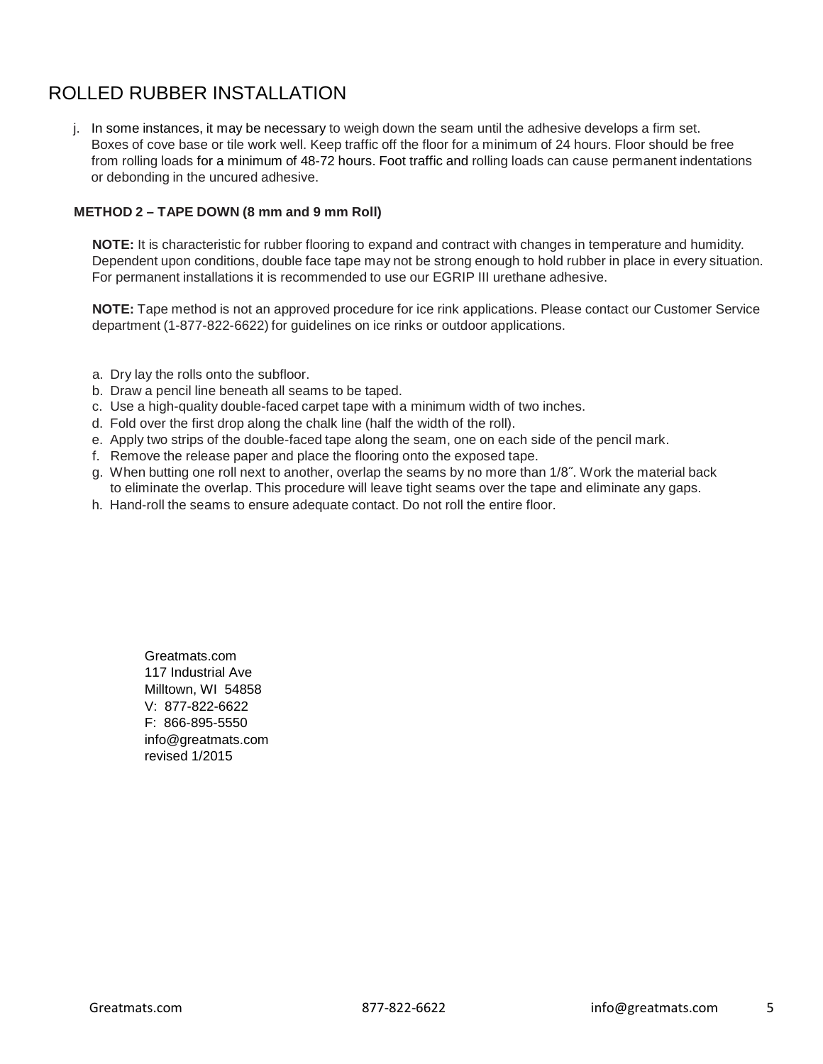# ROLLED RUBBER INSTALLATION

j. In some instances, it may be necessary to weigh down the seam until the adhesive develops a firm set. Boxes of cove base or tile work well. Keep traffic off the floor for a minimum of 24 hours. Floor should be free from rolling loads for a minimum of 48-72 hours. Foot traffic and rolling loads can cause permanent indentations or debonding in the uncured adhesive.

### METHOD 2 – TAPE DOWN (8 mm and 9 mm Roll)

**NOTE:** It is characteristic for rubber flooring to expand and contract with changes in temperature and humidity. Dependent upon conditions, double face tape may not be strong enough to hold rubber in place in every situation. For permanent installations it is recommended to use our EGRIP III urethane adhesive.

**NOTE:** Tape method is not an approved procedure for ice rink applications. Please contact our Customer Service department (1-877-822-6622) for guidelines on ice rinks or outdoor applications.

a. Dry lay the rolls onto the subfloor.
b. Draw a pencil line beneath all seams to be taped.
c. Use a high-quality double-faced carpet tape with a minimum width of two inches.
d. Fold over the first drop along the chalk line (half the width of the roll).
e. Apply two strips of the double-faced tape along the seam, one on each side of the pencil mark.
f. Remove the release paper and place the flooring onto the exposed tape.
g. When butting one roll next to another, overlap the seams by no more than 1/8˝. Work the material back to eliminate the overlap. This procedure will leave tight seams over the tape and eliminate any gaps.
h. Hand-roll the seams to ensure adequate contact. Do not roll the entire floor.

Greatmats.com
117 Industrial Ave
Milltown, WI 54858
V: 877-822-6622
F: 866-895-5550
info@greatmats.com
revised 1/2015